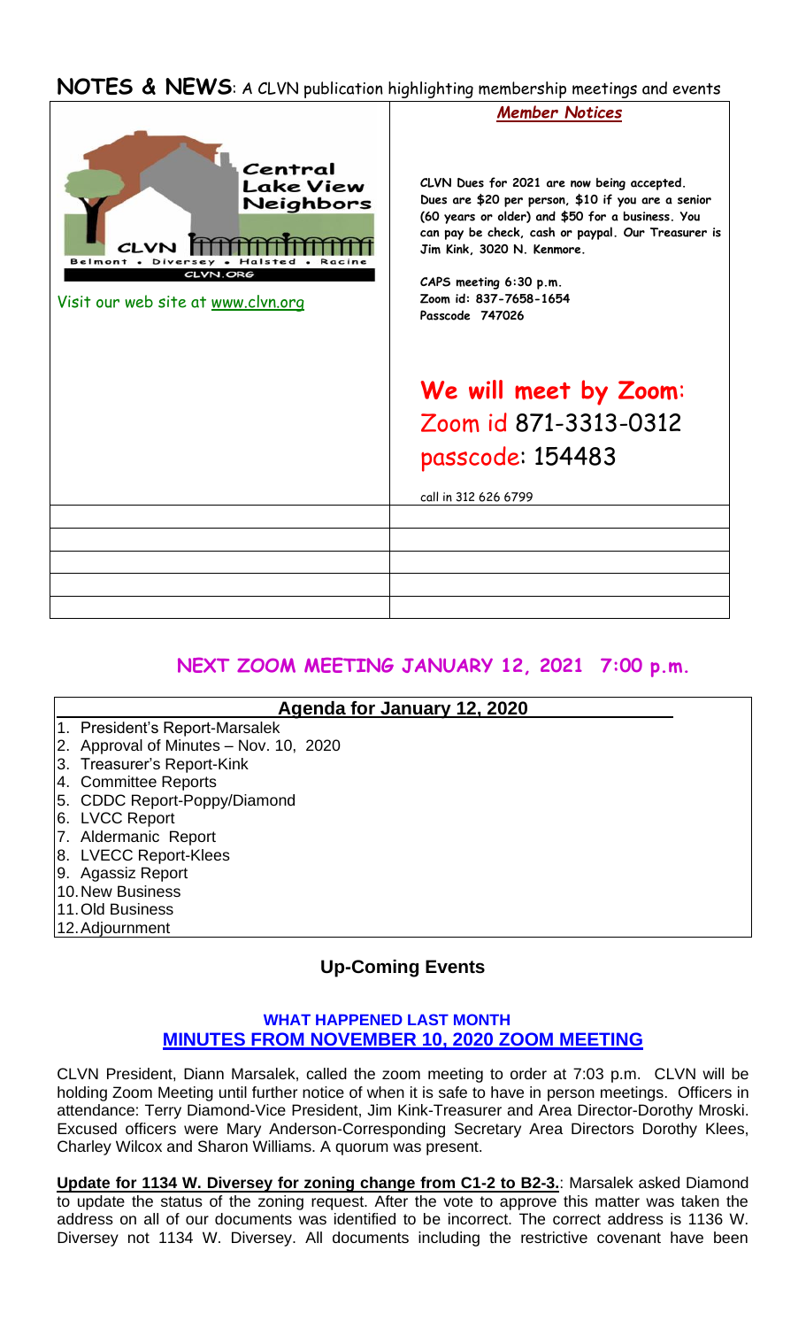**NOTES & NEWS**: A CLVN publication highlighting membership meetings and events

Central Lake View Neighbors

CLVN

Belmont • Diversey • Halsted • Racine

CLVN.ORG

Visit our web site at www.clvn.org

*Member Notices*

**CLVN Dues for 2021 are now being accepted. Dues are $20 per person, $10 if you are a senior (60 years or older) and $50 for a business. You can pay be check, cash or paypal. Our Treasurer is Jim Kink, 3020 N. Kenmore.**

**CAPS meeting 6:30 p.m.**
**Zoom id: 837-7658-1654**
**Passcode 747026**

**We will meet by Zoom**:
Zoom id 871-3313-0312
passcode: 154483

call in 312 626 6799

## NEXT ZOOM MEETING JANUARY 12, 2021 7:00 p.m.

**Agenda for January 12, 2020**

1. President's Report-Marsalek
2. Approval of Minutes – Nov. 10, 2020
3. Treasurer's Report-Kink
4. Committee Reports
5. CDDC Report-Poppy/Diamond
6. LVCC Report
7. Aldermanic Report
8. LVECC Report-Klees
9. Agassiz Report
10. New Business
11. Old Business
12. Adjournment

## Up-Coming Events

### WHAT HAPPENED LAST MONTH
### MINUTES FROM NOVEMBER 10, 2020 ZOOM MEETING

CLVN President, Diann Marsalek, called the zoom meeting to order at 7:03 p.m. CLVN will be holding Zoom Meeting until further notice of when it is safe to have in person meetings. Officers in attendance: Terry Diamond-Vice President, Jim Kink-Treasurer and Area Director-Dorothy Mroski. Excused officers were Mary Anderson-Corresponding Secretary Area Directors Dorothy Klees, Charley Wilcox and Sharon Williams. A quorum was present.

**Update for 1134 W. Diversey for zoning change from C1-2 to B2-3.**: Marsalek asked Diamond to update the status of the zoning request. After the vote to approve this matter was taken the address on all of our documents was identified to be incorrect. The correct address is 1136 W. Diversey not 1134 W. Diversey. All documents including the restrictive covenant have been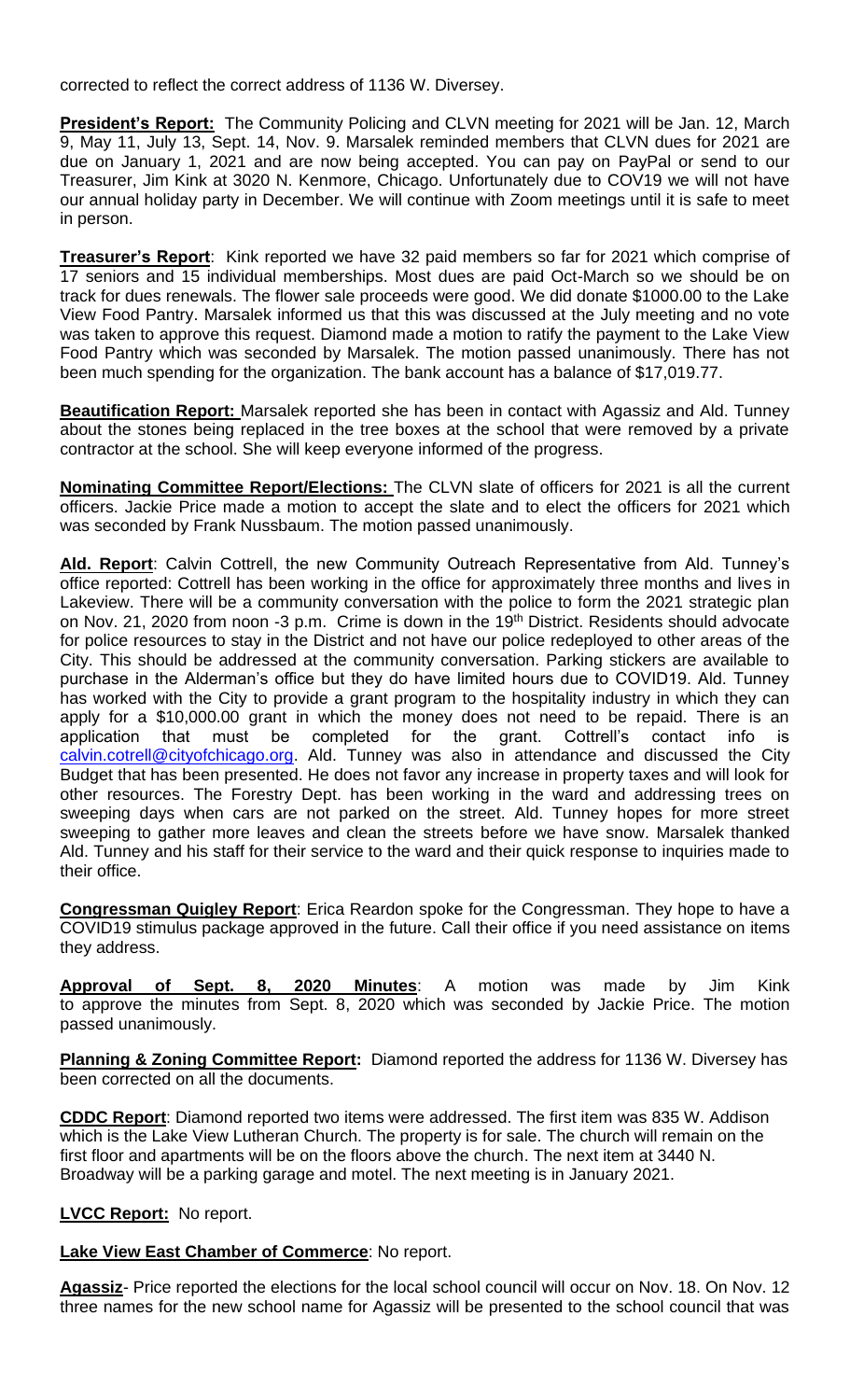corrected to reflect the correct address of 1136 W. Diversey.

**President's Report:** The Community Policing and CLVN meeting for 2021 will be Jan. 12, March 9, May 11, July 13, Sept. 14, Nov. 9. Marsalek reminded members that CLVN dues for 2021 are due on January 1, 2021 and are now being accepted. You can pay on PayPal or send to our Treasurer, Jim Kink at 3020 N. Kenmore, Chicago. Unfortunately due to COV19 we will not have our annual holiday party in December. We will continue with Zoom meetings until it is safe to meet in person.

**Treasurer's Report**: Kink reported we have 32 paid members so far for 2021 which comprise of 17 seniors and 15 individual memberships. Most dues are paid Oct-March so we should be on track for dues renewals. The flower sale proceeds were good. We did donate $1000.00 to the Lake View Food Pantry. Marsalek informed us that this was discussed at the July meeting and no vote was taken to approve this request. Diamond made a motion to ratify the payment to the Lake View Food Pantry which was seconded by Marsalek. The motion passed unanimously. There has not been much spending for the organization. The bank account has a balance of $17,019.77.

**Beautification Report:** Marsalek reported she has been in contact with Agassiz and Ald. Tunney about the stones being replaced in the tree boxes at the school that were removed by a private contractor at the school. She will keep everyone informed of the progress.

**Nominating Committee Report/Elections:** The CLVN slate of officers for 2021 is all the current officers. Jackie Price made a motion to accept the slate and to elect the officers for 2021 which was seconded by Frank Nussbaum. The motion passed unanimously.

**Ald. Report**: Calvin Cottrell, the new Community Outreach Representative from Ald. Tunney's office reported: Cottrell has been working in the office for approximately three months and lives in Lakeview. There will be a community conversation with the police to form the 2021 strategic plan on Nov. 21, 2020 from noon -3 p.m. Crime is down in the 19th District. Residents should advocate for police resources to stay in the District and not have our police redeployed to other areas of the City. This should be addressed at the community conversation. Parking stickers are available to purchase in the Alderman's office but they do have limited hours due to COVID19. Ald. Tunney has worked with the City to provide a grant program to the hospitality industry in which they can apply for a $10,000.00 grant in which the money does not need to be repaid. There is an application that must be completed for the grant. Cottrell's contact info is calvin.cotrell@cityofchicago.org. Ald. Tunney was also in attendance and discussed the City Budget that has been presented. He does not favor any increase in property taxes and will look for other resources. The Forestry Dept. has been working in the ward and addressing trees on sweeping days when cars are not parked on the street. Ald. Tunney hopes for more street sweeping to gather more leaves and clean the streets before we have snow. Marsalek thanked Ald. Tunney and his staff for their service to the ward and their quick response to inquiries made to their office.

**Congressman Quigley Report**: Erica Reardon spoke for the Congressman. They hope to have a COVID19 stimulus package approved in the future. Call their office if you need assistance on items they address.

**Approval of Sept. 8, 2020 Minutes**: A motion was made by Jim Kink to approve the minutes from Sept. 8, 2020 which was seconded by Jackie Price. The motion passed unanimously.

**Planning & Zoning Committee Report:** Diamond reported the address for 1136 W. Diversey has been corrected on all the documents.

**CDDC Report**: Diamond reported two items were addressed. The first item was 835 W. Addison which is the Lake View Lutheran Church. The property is for sale. The church will remain on the first floor and apartments will be on the floors above the church. The next item at 3440 N. Broadway will be a parking garage and motel. The next meeting is in January 2021.

**LVCC Report:** No report.

**Lake View East Chamber of Commerce**: No report.

**Agassiz**- Price reported the elections for the local school council will occur on Nov. 18. On Nov. 12 three names for the new school name for Agassiz will be presented to the school council that was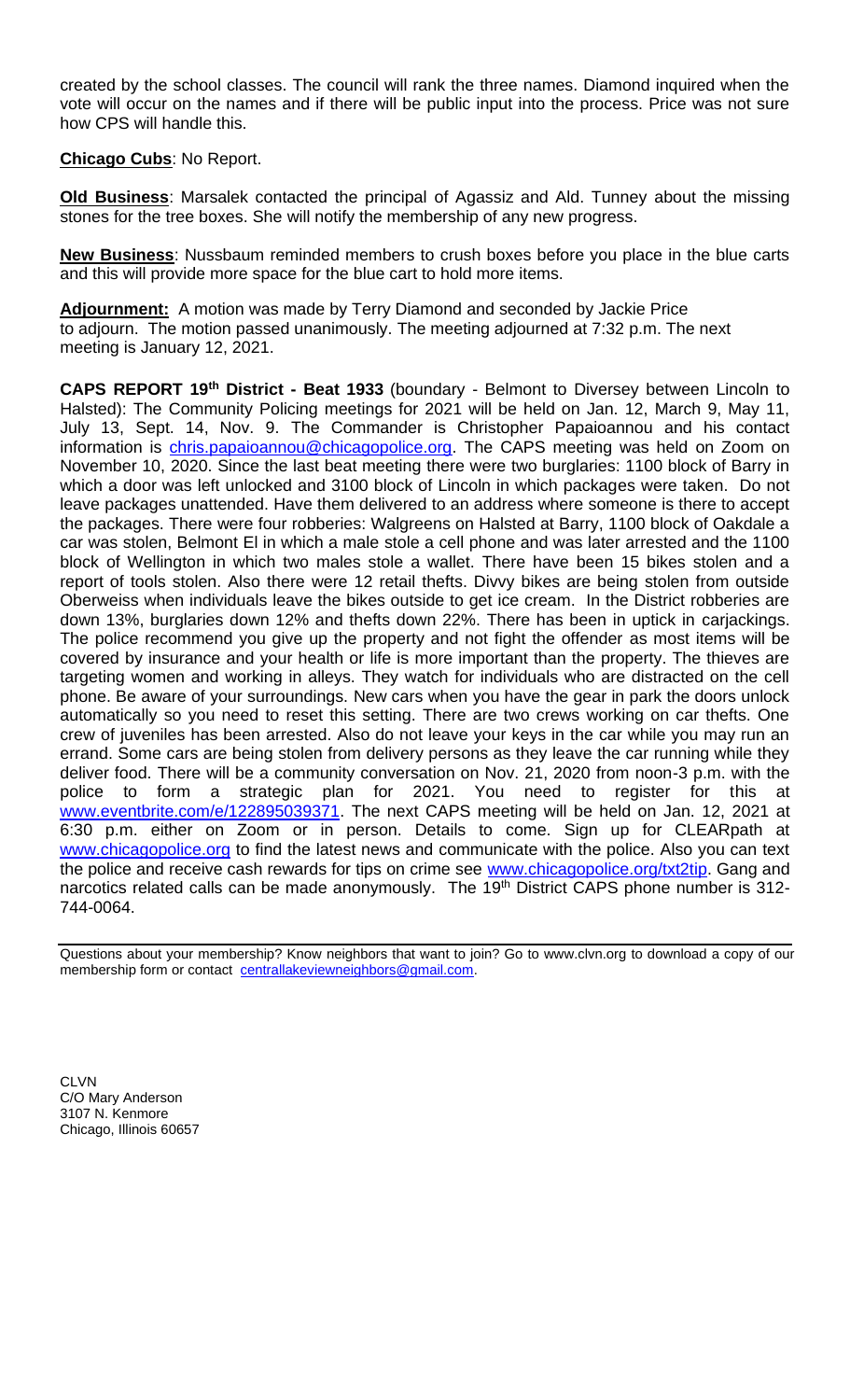created by the school classes. The council will rank the three names. Diamond inquired when the vote will occur on the names and if there will be public input into the process. Price was not sure how CPS will handle this.

**Chicago Cubs**: No Report.

**Old Business**: Marsalek contacted the principal of Agassiz and Ald. Tunney about the missing stones for the tree boxes. She will notify the membership of any new progress.

**New Business**: Nussbaum reminded members to crush boxes before you place in the blue carts and this will provide more space for the blue cart to hold more items.

**Adjournment:** A motion was made by Terry Diamond and seconded by Jackie Price to adjourn. The motion passed unanimously. The meeting adjourned at 7:32 p.m. The next meeting is January 12, 2021.

**CAPS REPORT 19th District - Beat 1933** (boundary - Belmont to Diversey between Lincoln to Halsted): The Community Policing meetings for 2021 will be held on Jan. 12, March 9, May 11, July 13, Sept. 14, Nov. 9. The Commander is Christopher Papaioannou and his contact information is chris.papaioannou@chicagopolice.org. The CAPS meeting was held on Zoom on November 10, 2020. Since the last beat meeting there were two burglaries: 1100 block of Barry in which a door was left unlocked and 3100 block of Lincoln in which packages were taken. Do not leave packages unattended. Have them delivered to an address where someone is there to accept the packages. There were four robberies: Walgreens on Halsted at Barry, 1100 block of Oakdale a car was stolen, Belmont El in which a male stole a cell phone and was later arrested and the 1100 block of Wellington in which two males stole a wallet. There have been 15 bikes stolen and a report of tools stolen. Also there were 12 retail thefts. Divvy bikes are being stolen from outside Oberweiss when individuals leave the bikes outside to get ice cream. In the District robberies are down 13%, burglaries down 12% and thefts down 22%. There has been in uptick in carjackings. The police recommend you give up the property and not fight the offender as most items will be covered by insurance and your health or life is more important than the property. The thieves are targeting women and working in alleys. They watch for individuals who are distracted on the cell phone. Be aware of your surroundings. New cars when you have the gear in park the doors unlock automatically so you need to reset this setting. There are two crews working on car thefts. One crew of juveniles has been arrested. Also do not leave your keys in the car while you may run an errand. Some cars are being stolen from delivery persons as they leave the car running while they deliver food. There will be a community conversation on Nov. 21, 2020 from noon-3 p.m. with the police to form a strategic plan for 2021. You need to register for this at www.eventbrite.com/e/122895039371. The next CAPS meeting will be held on Jan. 12, 2021 at 6:30 p.m. either on Zoom or in person. Details to come. Sign up for CLEARpath at www.chicagopolice.org to find the latest news and communicate with the police. Also you can text the police and receive cash rewards for tips on crime see www.chicagopolice.org/txt2tip. Gang and narcotics related calls can be made anonymously. The 19th District CAPS phone number is 312-744-0064.

---

Questions about your membership? Know neighbors that want to join? Go to www.clvn.org to download a copy of our membership form or contact centrallakeviewneighbors@gmail.com.

CLVN
C/O Mary Anderson
3107 N. Kenmore
Chicago, Illinois 60657